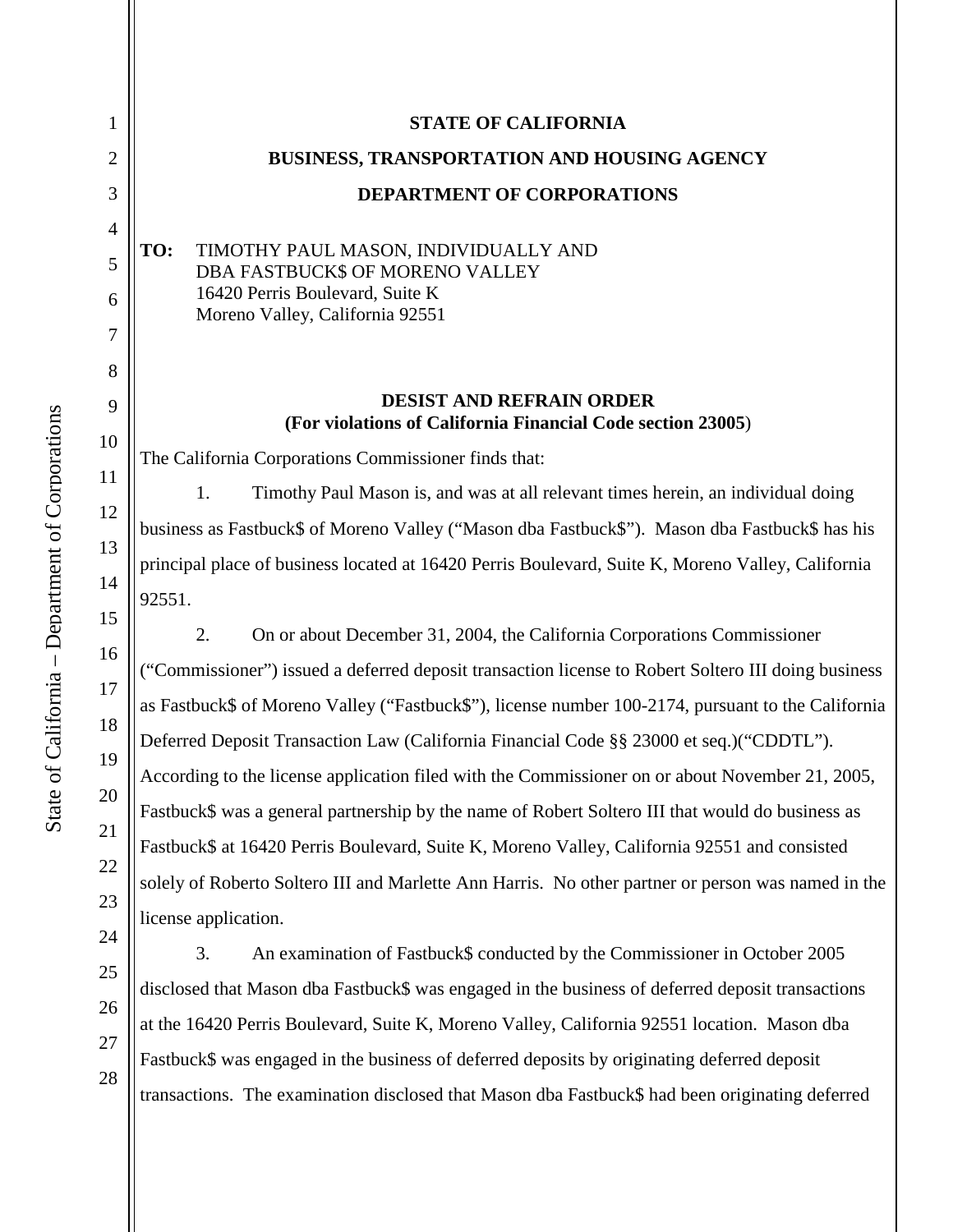**STATE OF CALIFORNIA**

**BUSINESS, TRANSPORTATION AND HOUSING AGENCY**

**DEPARTMENT OF CORPORATIONS**

**TO:** TIMOTHY PAUL MASON, INDIVIDUALLY AND
DBA FASTBUCK$ OF MORENO VALLEY
16420 Perris Boulevard, Suite K
Moreno Valley, California 92551

**DESIST AND REFRAIN ORDER**
**(For violations of California Financial Code section 23005)**

The California Corporations Commissioner finds that:

1. Timothy Paul Mason is, and was at all relevant times herein, an individual doing business as Fastbuck$ of Moreno Valley ("Mason dba Fastbuck$"). Mason dba Fastbuck$ has his principal place of business located at 16420 Perris Boulevard, Suite K, Moreno Valley, California 92551.

2. On or about December 31, 2004, the California Corporations Commissioner ("Commissioner") issued a deferred deposit transaction license to Robert Soltero III doing business as Fastbuck$ of Moreno Valley ("Fastbuck$"), license number 100-2174, pursuant to the California Deferred Deposit Transaction Law (California Financial Code §§ 23000 et seq.)("CDDTL"). According to the license application filed with the Commissioner on or about November 21, 2005, Fastbuck$ was a general partnership by the name of Robert Soltero III that would do business as Fastbuck$ at 16420 Perris Boulevard, Suite K, Moreno Valley, California 92551 and consisted solely of Roberto Soltero III and Marlette Ann Harris. No other partner or person was named in the license application.

3. An examination of Fastbuck$ conducted by the Commissioner in October 2005 disclosed that Mason dba Fastbuck$ was engaged in the business of deferred deposit transactions at the 16420 Perris Boulevard, Suite K, Moreno Valley, California 92551 location. Mason dba Fastbuck$ was engaged in the business of deferred deposits by originating deferred deposit transactions. The examination disclosed that Mason dba Fastbuck$ had been originating deferred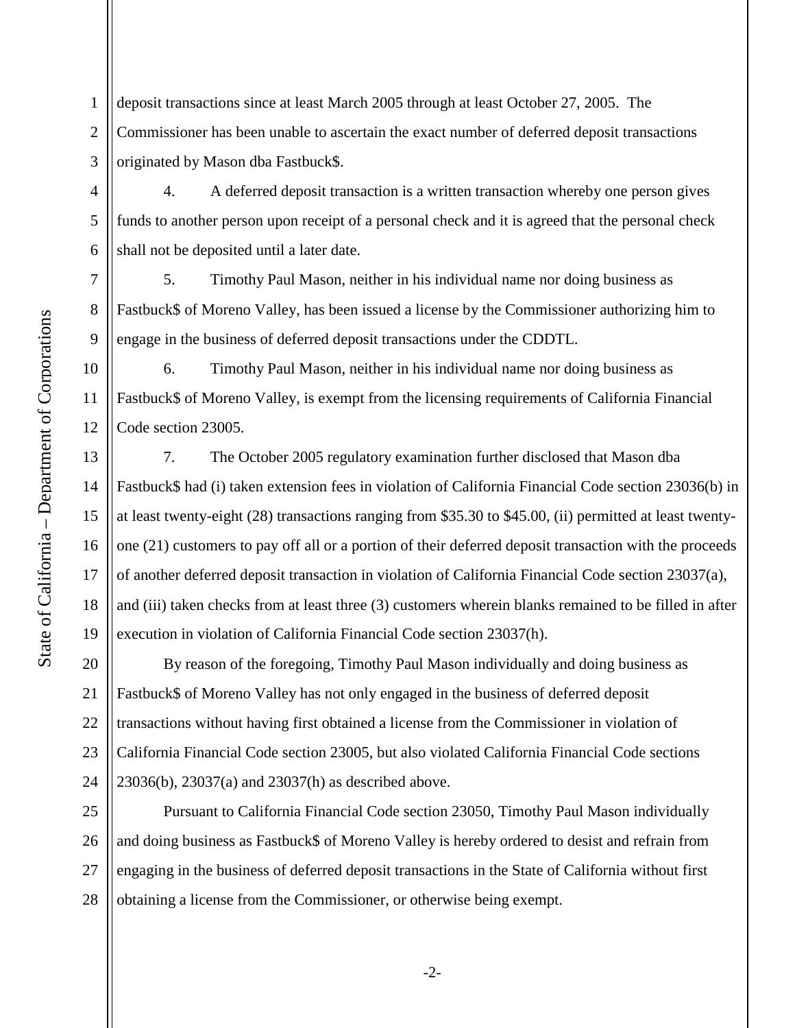deposit transactions since at least March 2005 through at least October 27, 2005. The Commissioner has been unable to ascertain the exact number of deferred deposit transactions originated by Mason dba Fastbuck$.

4. A deferred deposit transaction is a written transaction whereby one person gives funds to another person upon receipt of a personal check and it is agreed that the personal check shall not be deposited until a later date.

5. Timothy Paul Mason, neither in his individual name nor doing business as Fastbuck$ of Moreno Valley, has been issued a license by the Commissioner authorizing him to engage in the business of deferred deposit transactions under the CDDTL.

6. Timothy Paul Mason, neither in his individual name nor doing business as Fastbuck$ of Moreno Valley, is exempt from the licensing requirements of California Financial Code section 23005.

7. The October 2005 regulatory examination further disclosed that Mason dba Fastbuck$ had (i) taken extension fees in violation of California Financial Code section 23036(b) in at least twenty-eight (28) transactions ranging from $35.30 to $45.00, (ii) permitted at least twenty-one (21) customers to pay off all or a portion of their deferred deposit transaction with the proceeds of another deferred deposit transaction in violation of California Financial Code section 23037(a), and (iii) taken checks from at least three (3) customers wherein blanks remained to be filled in after execution in violation of California Financial Code section 23037(h).

By reason of the foregoing, Timothy Paul Mason individually and doing business as Fastbuck$ of Moreno Valley has not only engaged in the business of deferred deposit transactions without having first obtained a license from the Commissioner in violation of California Financial Code section 23005, but also violated California Financial Code sections 23036(b), 23037(a) and 23037(h) as described above.

Pursuant to California Financial Code section 23050, Timothy Paul Mason individually and doing business as Fastbuck$ of Moreno Valley is hereby ordered to desist and refrain from engaging in the business of deferred deposit transactions in the State of California without first obtaining a license from the Commissioner, or otherwise being exempt.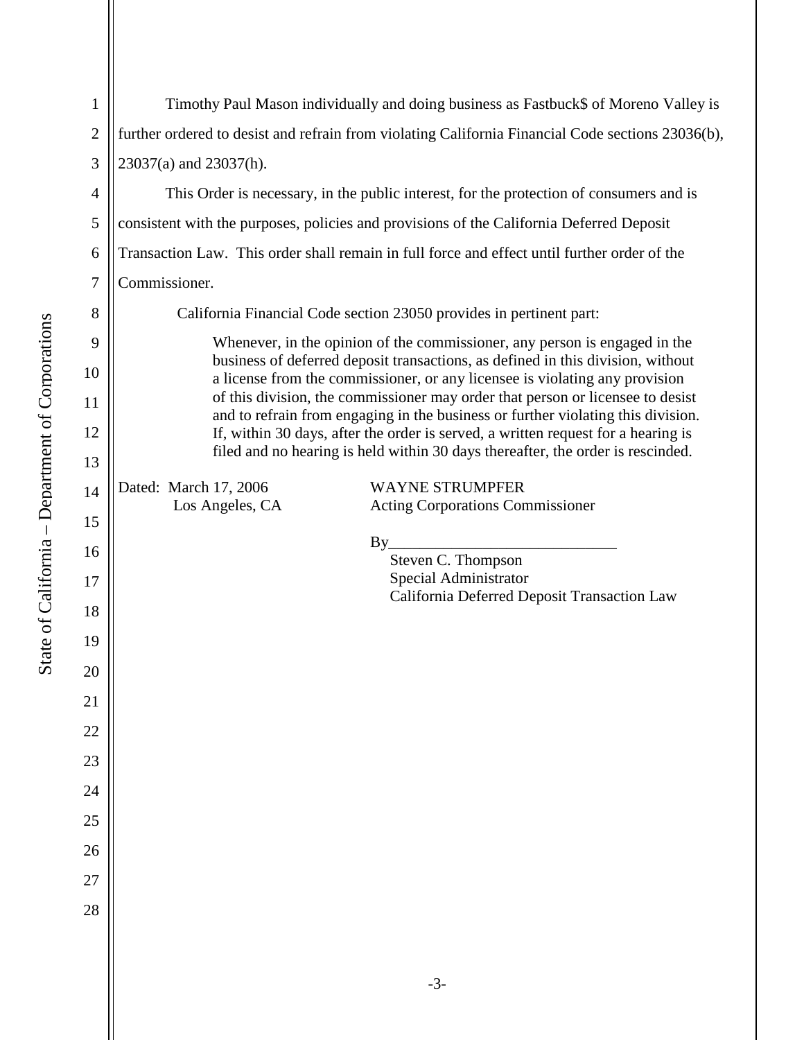Timothy Paul Mason individually and doing business as Fastbuck$ of Moreno Valley is further ordered to desist and refrain from violating California Financial Code sections 23036(b), 23037(a) and 23037(h).

This Order is necessary, in the public interest, for the protection of consumers and is consistent with the purposes, policies and provisions of the California Deferred Deposit Transaction Law. This order shall remain in full force and effect until further order of the Commissioner.

California Financial Code section 23050 provides in pertinent part:

> Whenever, in the opinion of the commissioner, any person is engaged in the business of deferred deposit transactions, as defined in this division, without a license from the commissioner, or any licensee is violating any provision of this division, the commissioner may order that person or licensee to desist and to refrain from engaging in the business or further violating this division. If, within 30 days, after the order is served, a written request for a hearing is filed and no hearing is held within 30 days thereafter, the order is rescinded.

Dated: March 17, 2006
Los Angeles, CA

WAYNE STRUMPFER
Acting Corporations Commissioner

By____________________________
Steven C. Thompson
Special Administrator
California Deferred Deposit Transaction Law